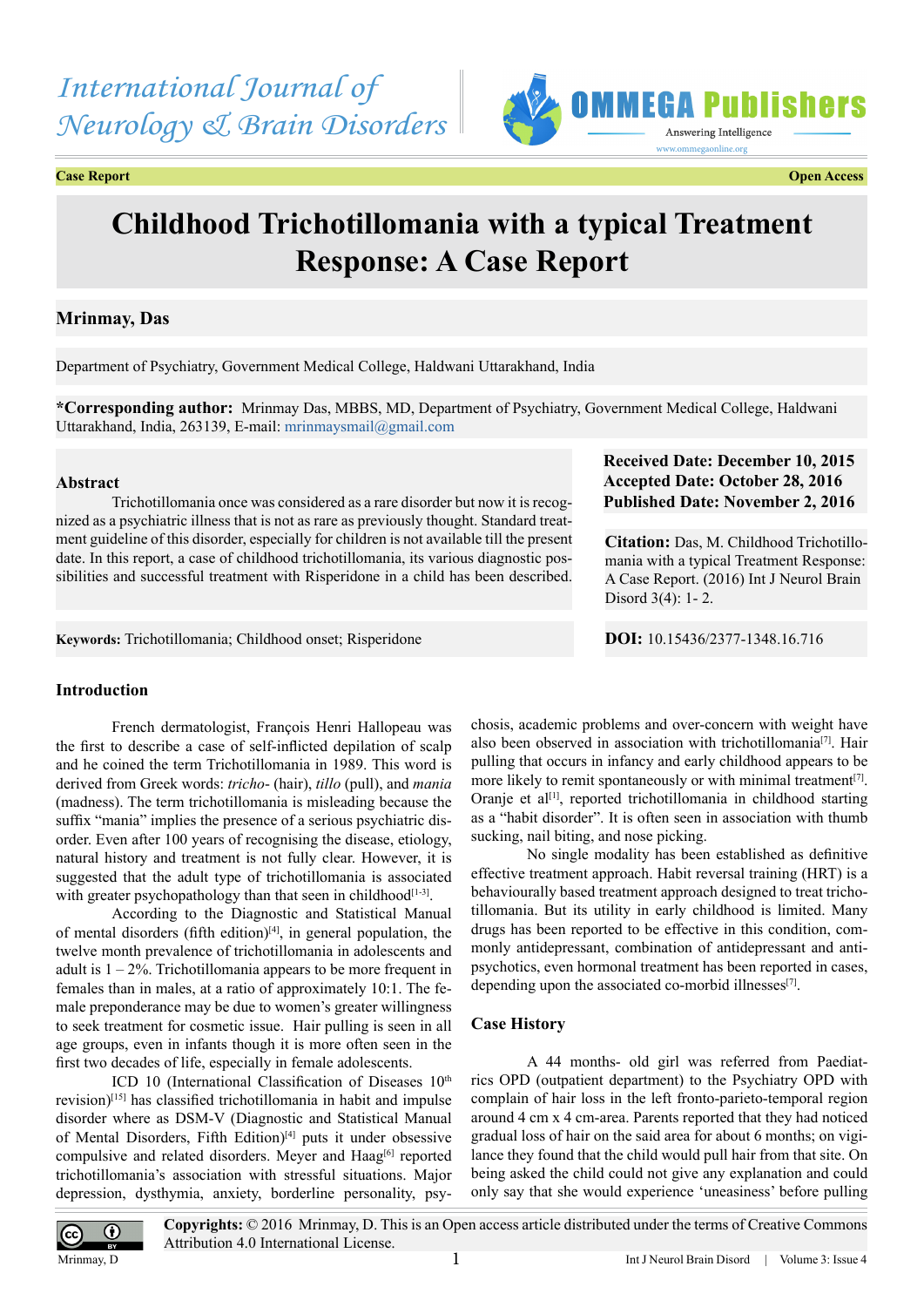International Journal of Neurology & Brain Disorders

**Case Report** **Open Access**

# Childhood Trichotillomania with a typical Treatment Response: A Case Report

**Mrinmay, Das**

Department of Psychiatry, Government Medical College, Haldwani Uttarakhand, India

***Corresponding author:** Mrinmay Das, MBBS, MD, Department of Psychiatry, Government Medical College, Haldwani Uttarakhand, India, 263139, E-mail: mrinmaysmail@gmail.com

### Abstract

Trichotillomania once was considered as a rare disorder but now it is recognized as a psychiatric illness that is not as rare as previously thought. Standard treatment guideline of this disorder, especially for children is not available till the present date. In this report, a case of childhood trichotillomania, its various diagnostic possibilities and successful treatment with Risperidone in a child has been described.

**Keywords:** Trichotillomania; Childhood onset; Risperidone

**Received Date: December 10, 2015**
**Accepted Date: October 28, 2016**
**Published Date: November 2, 2016**

**Citation:** Das, M. Childhood Trichotillomania with a typical Treatment Response: A Case Report. (2016) Int J Neurol Brain Disord 3(4): 1- 2.

**DOI:** 10.15436/2377-1348.16.716

## Introduction

French dermatologist, François Henri Hallopeau was the first to describe a case of self-inflicted depilation of scalp and he coined the term Trichotillomania in 1989. This word is derived from Greek words: *tricho-* (hair), *tillo* (pull), and *mania* (madness). The term trichotillomania is misleading because the suffix "mania" implies the presence of a serious psychiatric disorder. Even after 100 years of recognising the disease, etiology, natural history and treatment is not fully clear. However, it is suggested that the adult type of trichotillomania is associated with greater psychopathology than that seen in childhood[1-3].

According to the Diagnostic and Statistical Manual of mental disorders (fifth edition)[4], in general population, the twelve month prevalence of trichotillomania in adolescents and adult is 1 – 2%. Trichotillomania appears to be more frequent in females than in males, at a ratio of approximately 10:1. The female preponderance may be due to women's greater willingness to seek treatment for cosmetic issue. Hair pulling is seen in all age groups, even in infants though it is more often seen in the first two decades of life, especially in female adolescents.

ICD 10 (International Classification of Diseases 10th revision)[15] has classified trichotillomania in habit and impulse disorder where as DSM-V (Diagnostic and Statistical Manual of Mental Disorders, Fifth Edition)[4] puts it under obsessive compulsive and related disorders. Meyer and Haag[6] reported trichotillomania's association with stressful situations. Major depression, dysthymia, anxiety, borderline personality, psychosis, academic problems and over-concern with weight have also been observed in association with trichotillomania[7]. Hair pulling that occurs in infancy and early childhood appears to be more likely to remit spontaneously or with minimal treatment[7]. Oranje et al[1], reported trichotillomania in childhood starting as a "habit disorder". It is often seen in association with thumb sucking, nail biting, and nose picking.

No single modality has been established as definitive effective treatment approach. Habit reversal training (HRT) is a behaviourally based treatment approach designed to treat trichotillomania. But its utility in early childhood is limited. Many drugs has been reported to be effective in this condition, commonly antidepressant, combination of antidepressant and antipsychotics, even hormonal treatment has been reported in cases, depending upon the associated co-morbid illnesses[7].

## Case History

A 44 months- old girl was referred from Paediatrics OPD (outpatient department) to the Psychiatry OPD with complain of hair loss in the left fronto-parieto-temporal region around 4 cm x 4 cm-area. Parents reported that they had noticed gradual loss of hair on the said area for about 6 months; on vigilance they found that the child would pull hair from that site. On being asked the child could not give any explanation and could only say that she would experience 'uneasiness' before pulling

**Copyrights:** © 2016 Mrinmay, D. This is an Open access article distributed under the terms of Creative Commons Attribution 4.0 International License.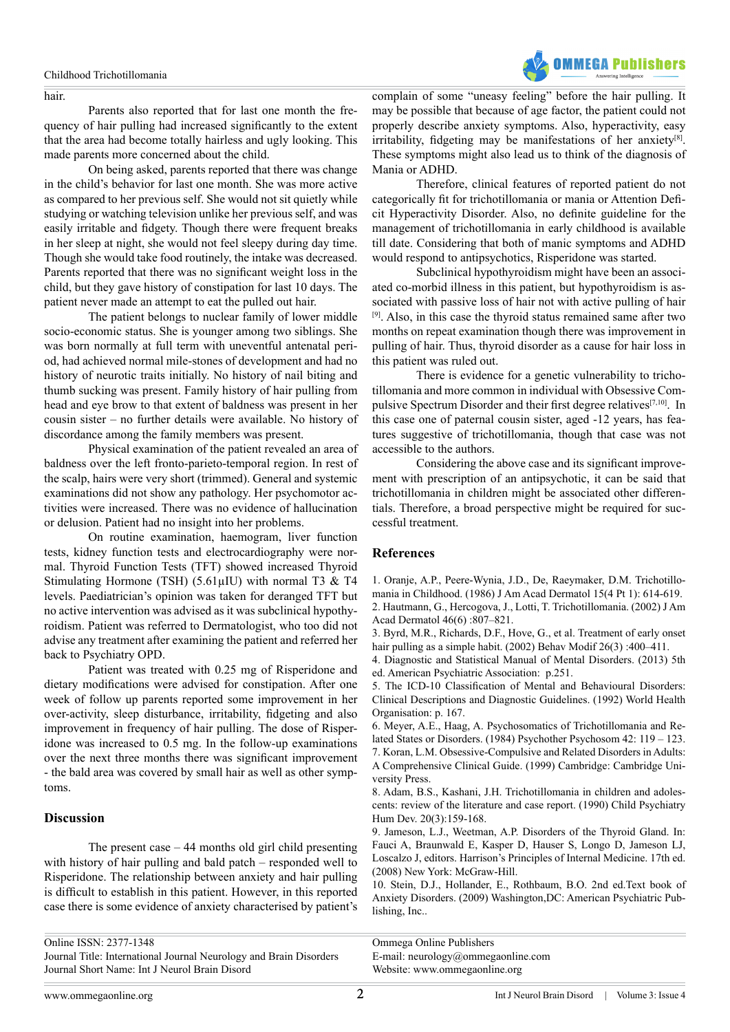hair.

Parents also reported that for last one month the frequency of hair pulling had increased significantly to the extent that the area had become totally hairless and ugly looking. This made parents more concerned about the child.

On being asked, parents reported that there was change in the child's behavior for last one month. She was more active as compared to her previous self. She would not sit quietly while studying or watching television unlike her previous self, and was easily irritable and fidgety. Though there were frequent breaks in her sleep at night, she would not feel sleepy during day time. Though she would take food routinely, the intake was decreased. Parents reported that there was no significant weight loss in the child, but they gave history of constipation for last 10 days. The patient never made an attempt to eat the pulled out hair.

The patient belongs to nuclear family of lower middle socio-economic status. She is younger among two siblings. She was born normally at full term with uneventful antenatal period, had achieved normal mile-stones of development and had no history of neurotic traits initially. No history of nail biting and thumb sucking was present. Family history of hair pulling from head and eye brow to that extent of baldness was present in her cousin sister – no further details were available. No history of discordance among the family members was present.

Physical examination of the patient revealed an area of baldness over the left fronto-parieto-temporal region. In rest of the scalp, hairs were very short (trimmed). General and systemic examinations did not show any pathology. Her psychomotor activities were increased. There was no evidence of hallucination or delusion. Patient had no insight into her problems.

On routine examination, haemogram, liver function tests, kidney function tests and electrocardiography were normal. Thyroid Function Tests (TFT) showed increased Thyroid Stimulating Hormone (TSH) (5.61µIU) with normal T3 & T4 levels. Paediatrician's opinion was taken for deranged TFT but no active intervention was advised as it was subclinical hypothyroidism. Patient was referred to Dermatologist, who too did not advise any treatment after examining the patient and referred her back to Psychiatry OPD.

Patient was treated with 0.25 mg of Risperidone and dietary modifications were advised for constipation. After one week of follow up parents reported some improvement in her over-activity, sleep disturbance, irritability, fidgeting and also improvement in frequency of hair pulling. The dose of Risperidone was increased to 0.5 mg. In the follow-up examinations over the next three months there was significant improvement - the bald area was covered by small hair as well as other symptoms.

## Discussion

The present case – 44 months old girl child presenting with history of hair pulling and bald patch – responded well to Risperidone. The relationship between anxiety and hair pulling is difficult to establish in this patient. However, in this reported case there is some evidence of anxiety characterised by patient's complain of some "uneasy feeling" before the hair pulling. It may be possible that because of age factor, the patient could not properly describe anxiety symptoms. Also, hyperactivity, easy irritability, fidgeting may be manifestations of her anxiety[8]. These symptoms might also lead us to think of the diagnosis of Mania or ADHD.

Therefore, clinical features of reported patient do not categorically fit for trichotillomania or mania or Attention Deficit Hyperactivity Disorder. Also, no definite guideline for the management of trichotillomania in early childhood is available till date. Considering that both of manic symptoms and ADHD would respond to antipsychotics, Risperidone was started.

Subclinical hypothyroidism might have been an associated co-morbid illness in this patient, but hypothyroidism is associated with passive loss of hair not with active pulling of hair [9]. Also, in this case the thyroid status remained same after two months on repeat examination though there was improvement in pulling of hair. Thus, thyroid disorder as a cause for hair loss in this patient was ruled out.

There is evidence for a genetic vulnerability to trichotillomania and more common in individual with Obsessive Compulsive Spectrum Disorder and their first degree relatives[7,10]. In this case one of paternal cousin sister, aged -12 years, has features suggestive of trichotillomania, though that case was not accessible to the authors.

Considering the above case and its significant improvement with prescription of an antipsychotic, it can be said that trichotillomania in children might be associated other differentials. Therefore, a broad perspective might be required for successful treatment.

## References

1. Oranje, A.P., Peere-Wynia, J.D., De, Raeymaker, D.M. Trichotillomania in Childhood. (1986) J Am Acad Dermatol 15(4 Pt 1): 614-619.
2. Hautmann, G., Hercogova, J., Lotti, T. Trichotillomania. (2002) J Am Acad Dermatol 46(6) :807–821.
3. Byrd, M.R., Richards, D.F., Hove, G., et al. Treatment of early onset hair pulling as a simple habit. (2002) Behav Modif 26(3) :400–411.
4. Diagnostic and Statistical Manual of Mental Disorders. (2013) 5th ed. American Psychiatric Association: p.251.
5. The ICD-10 Classification of Mental and Behavioural Disorders: Clinical Descriptions and Diagnostic Guidelines. (1992) World Health Organisation: p. 167.
6. Meyer, A.E., Haag, A. Psychosomatics of Trichotillomania and Related States or Disorders. (1984) Psychother Psychosom 42: 119 – 123.
7. Koran, L.M. Obsessive-Compulsive and Related Disorders in Adults: A Comprehensive Clinical Guide. (1999) Cambridge: Cambridge University Press.
8. Adam, B.S., Kashani, J.H. Trichotillomania in children and adolescents: review of the literature and case report. (1990) Child Psychiatry Hum Dev. 20(3):159-168.
9. Jameson, L.J., Weetman, A.P. Disorders of the Thyroid Gland. In: Fauci A, Braunwald E, Kasper D, Hauser S, Longo D, Jameson LJ, Loscalzo J, editors. Harrison's Principles of Internal Medicine. 17th ed. (2008) New York: McGraw-Hill.
10. Stein, D.J., Hollander, E., Rothbaum, B.O. 2nd ed.Text book of Anxiety Disorders. (2009) Washington,DC: American Psychiatric Publishing, Inc..